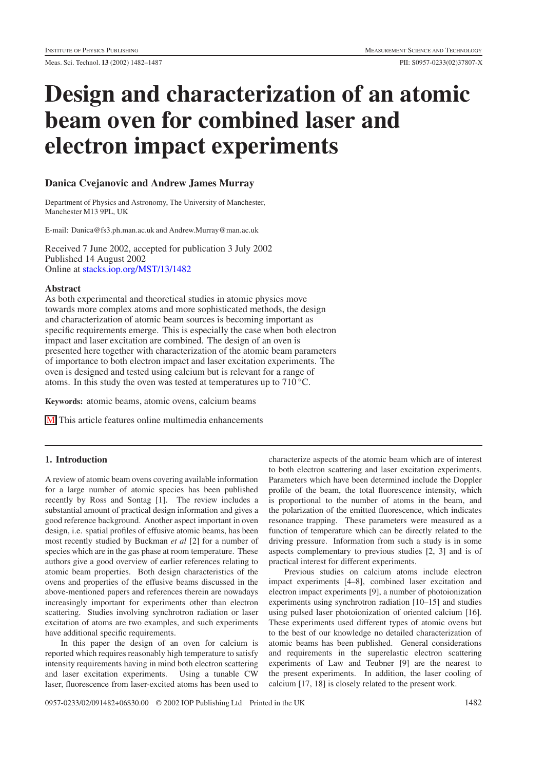# Design and characterization of an atomic beam oven for combined laser and electron impact experiments

**Danica Cvejanovic and Andrew James Murray**

Department of Physics and Astronomy, The University of Manchester, Manchester M13 9PL, UK

E-mail: Danica@fs3.ph.man.ac.uk and Andrew.Murray@man.ac.uk

Received 7 June 2002, accepted for publication 3 July 2002
Published 14 August 2002
Online at stacks.iop.org/MST/13/1482

### Abstract

As both experimental and theoretical studies in atomic physics move towards more complex atoms and more sophisticated methods, the design and characterization of atomic beam sources is becoming important as specific requirements emerge. This is especially the case when both electron impact and laser excitation are combined. The design of an oven is presented here together with characterization of the atomic beam parameters of importance to both electron impact and laser excitation experiments. The oven is designed and tested using calcium but is relevant for a range of atoms. In this study the oven was tested at temperatures up to 710 °C.

**Keywords:** atomic beams, atomic ovens, calcium beams

M This article features online multimedia enhancements

## 1. Introduction

A review of atomic beam ovens covering available information for a large number of atomic species has been published recently by Ross and Sontag [1]. The review includes a substantial amount of practical design information and gives a good reference background. Another aspect important in oven design, i.e. spatial profiles of effusive atomic beams, has been most recently studied by Buckman *et al* [2] for a number of species which are in the gas phase at room temperature. These authors give a good overview of earlier references relating to atomic beam properties. Both design characteristics of the ovens and properties of the effusive beams discussed in the above-mentioned papers and references therein are nowadays increasingly important for experiments other than electron scattering. Studies involving synchrotron radiation or laser excitation of atoms are two examples, and such experiments have additional specific requirements.

In this paper the design of an oven for calcium is reported which requires reasonably high temperature to satisfy intensity requirements having in mind both electron scattering and laser excitation experiments. Using a tunable CW laser, fluorescence from laser-excited atoms has been used to characterize aspects of the atomic beam which are of interest to both electron scattering and laser excitation experiments. Parameters which have been determined include the Doppler profile of the beam, the total fluorescence intensity, which is proportional to the number of atoms in the beam, and the polarization of the emitted fluorescence, which indicates resonance trapping. These parameters were measured as a function of temperature which can be directly related to the driving pressure. Information from such a study is in some aspects complementary to previous studies [2, 3] and is of practical interest for different experiments.

Previous studies on calcium atoms include electron impact experiments [4–8], combined laser excitation and electron impact experiments [9], a number of photoionization experiments using synchrotron radiation [10–15] and studies using pulsed laser photoionization of oriented calcium [16]. These experiments used different types of atomic ovens but to the best of our knowledge no detailed characterization of atomic beams has been published. General considerations and requirements in the superelastic electron scattering experiments of Law and Teubner [9] are the nearest to the present experiments. In addition, the laser cooling of calcium [17, 18] is closely related to the present work.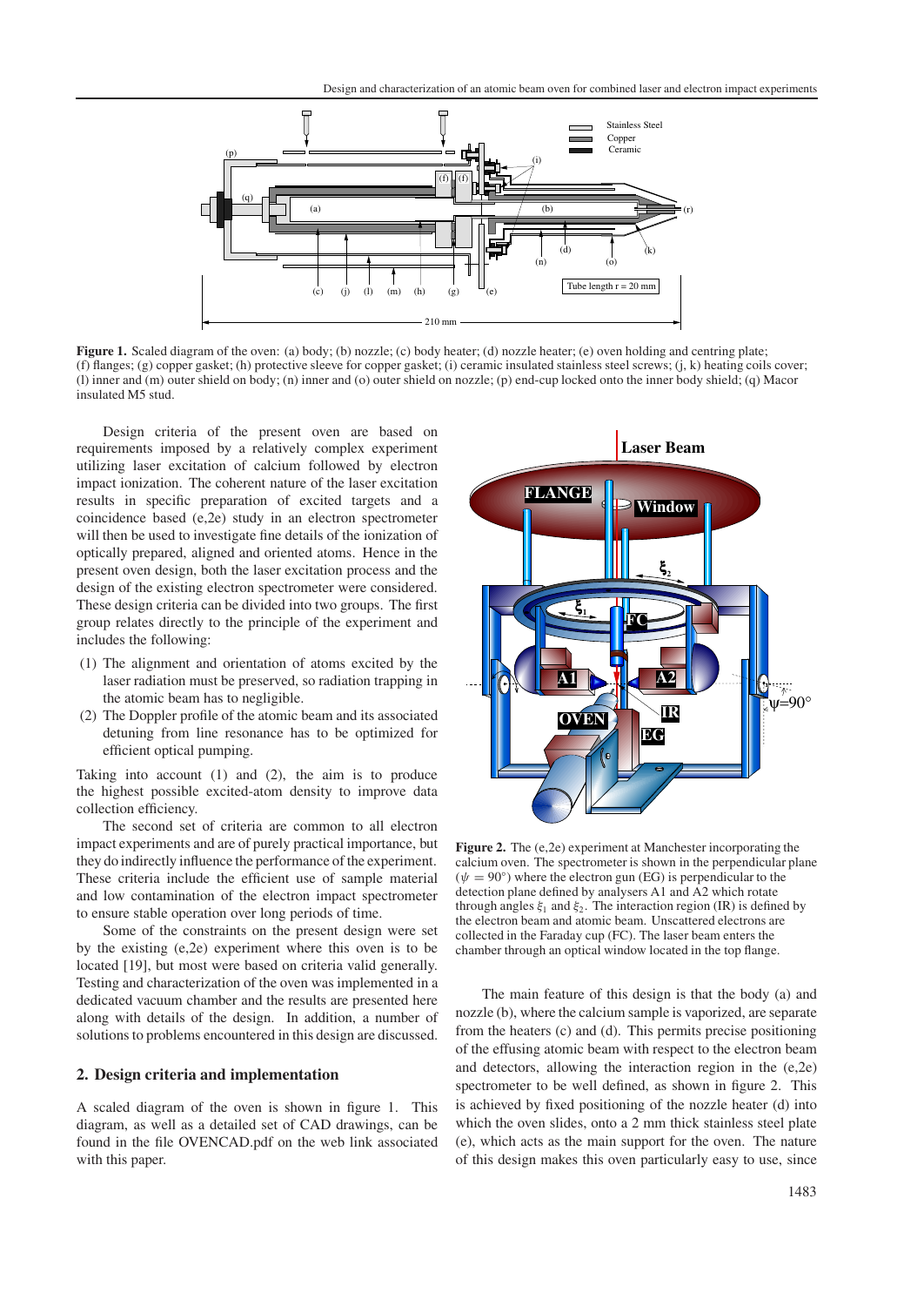**Figure 1.** Scaled diagram of the oven: (a) body; (b) nozzle; (c) body heater; (d) nozzle heater; (e) oven holding and centring plate; (f) flanges; (g) copper gasket; (h) protective sleeve for copper gasket; (i) ceramic insulated stainless steel screws; (j, k) heating coils cover; (l) inner and (m) outer shield on body; (n) inner and (o) outer shield on nozzle; (p) end-cup locked onto the inner body shield; (q) Macor insulated M5 stud.

Design criteria of the present oven are based on requirements imposed by a relatively complex experiment utilizing laser excitation of calcium followed by electron impact ionization. The coherent nature of the laser excitation results in specific preparation of excited targets and a coincidence based (e,2e) study in an electron spectrometer will then be used to investigate fine details of the ionization of optically prepared, aligned and oriented atoms. Hence in the present oven design, both the laser excitation process and the design of the existing electron spectrometer were considered. These design criteria can be divided into two groups. The first group relates directly to the principle of the experiment and includes the following:

(1) The alignment and orientation of atoms excited by the laser radiation must be preserved, so radiation trapping in the atomic beam has to negligible.
(2) The Doppler profile of the atomic beam and its associated detuning from line resonance has to be optimized for efficient optical pumping.

Taking into account (1) and (2), the aim is to produce the highest possible excited-atom density to improve data collection efficiency.

The second set of criteria are common to all electron impact experiments and are of purely practical importance, but they do indirectly influence the performance of the experiment. These criteria include the efficient use of sample material and low contamination of the electron impact spectrometer to ensure stable operation over long periods of time.

Some of the constraints on the present design were set by the existing (e,2e) experiment where this oven is to be located [19], but most were based on criteria valid generally. Testing and characterization of the oven was implemented in a dedicated vacuum chamber and the results are presented here along with details of the design. In addition, a number of solutions to problems encountered in this design are discussed.

## 2. Design criteria and implementation

A scaled diagram of the oven is shown in figure 1. This diagram, as well as a detailed set of CAD drawings, can be found in the file OVENCAD.pdf on the web link associated with this paper.

**Figure 2.** The (e,2e) experiment at Manchester incorporating the calcium oven. The spectrometer is shown in the perpendicular plane ($\psi = 90°$) where the electron gun (EG) is perpendicular to the detection plane defined by analysers A1 and A2 which rotate through angles $\xi_1$ and $\xi_2$. The interaction region (IR) is defined by the electron beam and atomic beam. Unscattered electrons are collected in the Faraday cup (FC). The laser beam enters the chamber through an optical window located in the top flange.

The main feature of this design is that the body (a) and nozzle (b), where the calcium sample is vaporized, are separate from the heaters (c) and (d). This permits precise positioning of the effusing atomic beam with respect to the electron beam and detectors, allowing the interaction region in the (e,2e) spectrometer to be well defined, as shown in figure 2. This is achieved by fixed positioning of the nozzle heater (d) into which the oven slides, onto a 2 mm thick stainless steel plate (e), which acts as the main support for the oven. The nature of this design makes this oven particularly easy to use, since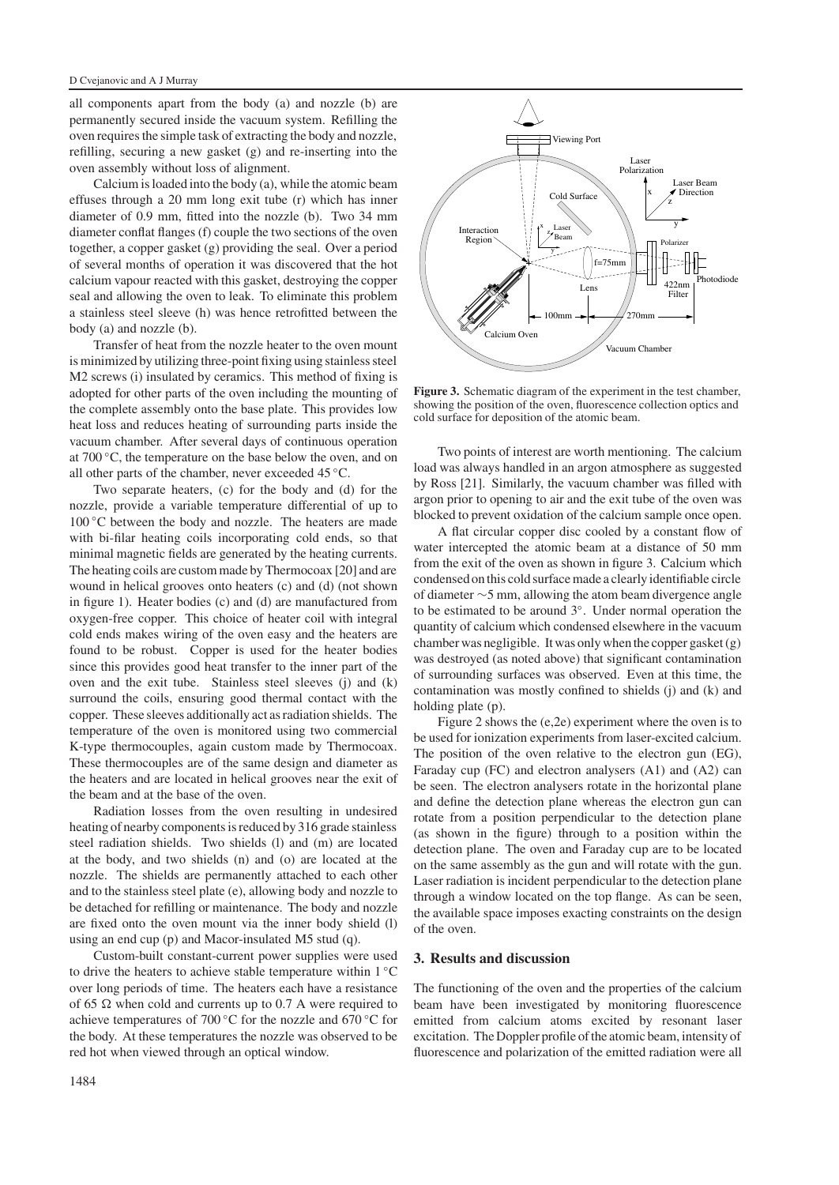all components apart from the body (a) and nozzle (b) are permanently secured inside the vacuum system. Refilling the oven requires the simple task of extracting the body and nozzle, refilling, securing a new gasket (g) and re-inserting into the oven assembly without loss of alignment.

Calcium is loaded into the body (a), while the atomic beam effuses through a 20 mm long exit tube (r) which has inner diameter of 0.9 mm, fitted into the nozzle (b). Two 34 mm diameter conflat flanges (f) couple the two sections of the oven together, a copper gasket (g) providing the seal. Over a period of several months of operation it was discovered that the hot calcium vapour reacted with this gasket, destroying the copper seal and allowing the oven to leak. To eliminate this problem a stainless steel sleeve (h) was hence retrofitted between the body (a) and nozzle (b).

Transfer of heat from the nozzle heater to the oven mount is minimized by utilizing three-point fixing using stainless steel M2 screws (i) insulated by ceramics. This method of fixing is adopted for other parts of the oven including the mounting of the complete assembly onto the base plate. This provides low heat loss and reduces heating of surrounding parts inside the vacuum chamber. After several days of continuous operation at 700 °C, the temperature on the base below the oven, and on all other parts of the chamber, never exceeded 45 °C.

Two separate heaters, (c) for the body and (d) for the nozzle, provide a variable temperature differential of up to 100 °C between the body and nozzle. The heaters are made with bi-filar heating coils incorporating cold ends, so that minimal magnetic fields are generated by the heating currents. The heating coils are custom made by Thermocoax [20] and are wound in helical grooves onto heaters (c) and (d) (not shown in figure 1). Heater bodies (c) and (d) are manufactured from oxygen-free copper. This choice of heater coil with integral cold ends makes wiring of the oven easy and the heaters are found to be robust. Copper is used for the heater bodies since this provides good heat transfer to the inner part of the oven and the exit tube. Stainless steel sleeves (j) and (k) surround the coils, ensuring good thermal contact with the copper. These sleeves additionally act as radiation shields. The temperature of the oven is monitored using two commercial K-type thermocouples, again custom made by Thermocoax. These thermocouples are of the same design and diameter as the heaters and are located in helical grooves near the exit of the beam and at the base of the oven.

Radiation losses from the oven resulting in undesired heating of nearby components is reduced by 316 grade stainless steel radiation shields. Two shields (l) and (m) are located at the body, and two shields (n) and (o) are located at the nozzle. The shields are permanently attached to each other and to the stainless steel plate (e), allowing body and nozzle to be detached for refilling or maintenance. The body and nozzle are fixed onto the oven mount via the inner body shield (l) using an end cup (p) and Macor-insulated M5 stud (q).

Custom-built constant-current power supplies were used to drive the heaters to achieve stable temperature within 1 °C over long periods of time. The heaters each have a resistance of 65 Ω when cold and currents up to 0.7 A were required to achieve temperatures of 700 °C for the nozzle and 670 °C for the body. At these temperatures the nozzle was observed to be red hot when viewed through an optical window.

**Figure 3.** Schematic diagram of the experiment in the test chamber, showing the position of the oven, fluorescence collection optics and cold surface for deposition of the atomic beam.

Two points of interest are worth mentioning. The calcium load was always handled in an argon atmosphere as suggested by Ross [21]. Similarly, the vacuum chamber was filled with argon prior to opening to air and the exit tube of the oven was blocked to prevent oxidation of the calcium sample once open.

A flat circular copper disc cooled by a constant flow of water intercepted the atomic beam at a distance of 50 mm from the exit of the oven as shown in figure 3. Calcium which condensed on this cold surface made a clearly identifiable circle of diameter ∼5 mm, allowing the atom beam divergence angle to be estimated to be around 3°. Under normal operation the quantity of calcium which condensed elsewhere in the vacuum chamber was negligible. It was only when the copper gasket (g) was destroyed (as noted above) that significant contamination of surrounding surfaces was observed. Even at this time, the contamination was mostly confined to shields (j) and (k) and holding plate (p).

Figure 2 shows the (e,2e) experiment where the oven is to be used for ionization experiments from laser-excited calcium. The position of the oven relative to the electron gun (EG), Faraday cup (FC) and electron analysers (A1) and (A2) can be seen. The electron analysers rotate in the horizontal plane and define the detection plane whereas the electron gun can rotate from a position perpendicular to the detection plane (as shown in the figure) through to a position within the detection plane. The oven and Faraday cup are to be located on the same assembly as the gun and will rotate with the gun. Laser radiation is incident perpendicular to the detection plane through a window located on the top flange. As can be seen, the available space imposes exacting constraints on the design of the oven.

## 3. Results and discussion

The functioning of the oven and the properties of the calcium beam have been investigated by monitoring fluorescence emitted from calcium atoms excited by resonant laser excitation. The Doppler profile of the atomic beam, intensity of fluorescence and polarization of the emitted radiation were all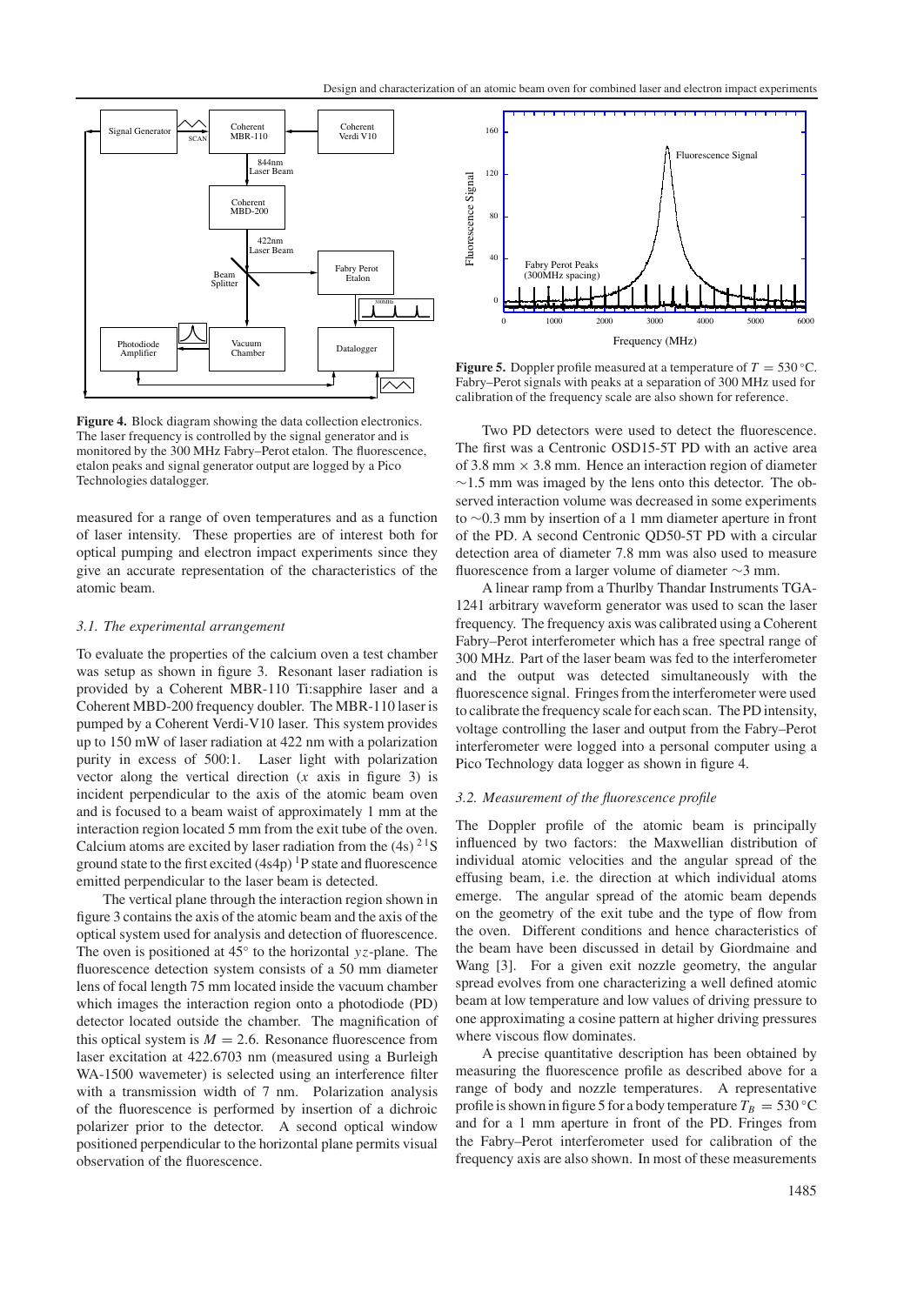**Figure 4.** Block diagram showing the data collection electronics. The laser frequency is controlled by the signal generator and is monitored by the 300 MHz Fabry–Perot etalon. The fluorescence, etalon peaks and signal generator output are logged by a Pico Technologies datalogger.

measured for a range of oven temperatures and as a function of laser intensity. These properties are of interest both for optical pumping and electron impact experiments since they give an accurate representation of the characteristics of the atomic beam.

### *3.1. The experimental arrangement*

To evaluate the properties of the calcium oven a test chamber was setup as shown in figure 3. Resonant laser radiation is provided by a Coherent MBR-110 Ti:sapphire laser and a Coherent MBD-200 frequency doubler. The MBR-110 laser is pumped by a Coherent Verdi-V10 laser. This system provides up to 150 mW of laser radiation at 422 nm with a polarization purity in excess of 500:1. Laser light with polarization vector along the vertical direction ($x$ axis in figure 3) is incident perpendicular to the axis of the atomic beam oven and is focused to a beam waist of approximately 1 mm at the interaction region located 5 mm from the exit tube of the oven. Calcium atoms are excited by laser radiation from the $(4s)^2\,{}^1S$ ground state to the first excited $(4s4p)\,{}^1P$ state and fluorescence emitted perpendicular to the laser beam is detected.

The vertical plane through the interaction region shown in figure 3 contains the axis of the atomic beam and the axis of the optical system used for analysis and detection of fluorescence. The oven is positioned at 45° to the horizontal $yz$-plane. The fluorescence detection system consists of a 50 mm diameter lens of focal length 75 mm located inside the vacuum chamber which images the interaction region onto a photodiode (PD) detector located outside the chamber. The magnification of this optical system is $M = 2.6$. Resonance fluorescence from laser excitation at 422.6703 nm (measured using a Burleigh WA-1500 wavemeter) is selected using an interference filter with a transmission width of 7 nm. Polarization analysis of the fluorescence is performed by insertion of a dichroic polarizer prior to the detector. A second optical window positioned perpendicular to the horizontal plane permits visual observation of the fluorescence.

**Figure 5.** Doppler profile measured at a temperature of $T = 530\,°\text{C}$. Fabry–Perot signals with peaks at a separation of 300 MHz used for calibration of the frequency scale are also shown for reference.

Two PD detectors were used to detect the fluorescence. The first was a Centronic OSD15-5T PD with an active area of 3.8 mm × 3.8 mm. Hence an interaction region of diameter ~1.5 mm was imaged by the lens onto this detector. The observed interaction volume was decreased in some experiments to ~0.3 mm by insertion of a 1 mm diameter aperture in front of the PD. A second Centronic QD50-5T PD with a circular detection area of diameter 7.8 mm was also used to measure fluorescence from a larger volume of diameter ~3 mm.

A linear ramp from a Thurlby Thandar Instruments TGA-1241 arbitrary waveform generator was used to scan the laser frequency. The frequency axis was calibrated using a Coherent Fabry–Perot interferometer which has a free spectral range of 300 MHz. Part of the laser beam was fed to the interferometer and the output was detected simultaneously with the fluorescence signal. Fringes from the interferometer were used to calibrate the frequency scale for each scan. The PD intensity, voltage controlling the laser and output from the Fabry–Perot interferometer were logged into a personal computer using a Pico Technology data logger as shown in figure 4.

### *3.2. Measurement of the fluorescence profile*

The Doppler profile of the atomic beam is principally influenced by two factors: the Maxwellian distribution of individual atomic velocities and the angular spread of the effusing beam, i.e. the direction at which individual atoms emerge. The angular spread of the atomic beam depends on the geometry of the exit tube and the type of flow from the oven. Different conditions and hence characteristics of the beam have been discussed in detail by Giordmaine and Wang [3]. For a given exit nozzle geometry, the angular spread evolves from one characterizing a well defined atomic beam at low temperature and low values of driving pressure to one approximating a cosine pattern at higher driving pressures where viscous flow dominates.

A precise quantitative description has been obtained by measuring the fluorescence profile as described above for a range of body and nozzle temperatures. A representative profile is shown in figure 5 for a body temperature $T_B = 530\,°\text{C}$ and for a 1 mm aperture in front of the PD. Fringes from the Fabry–Perot interferometer used for calibration of the frequency axis are also shown. In most of these measurements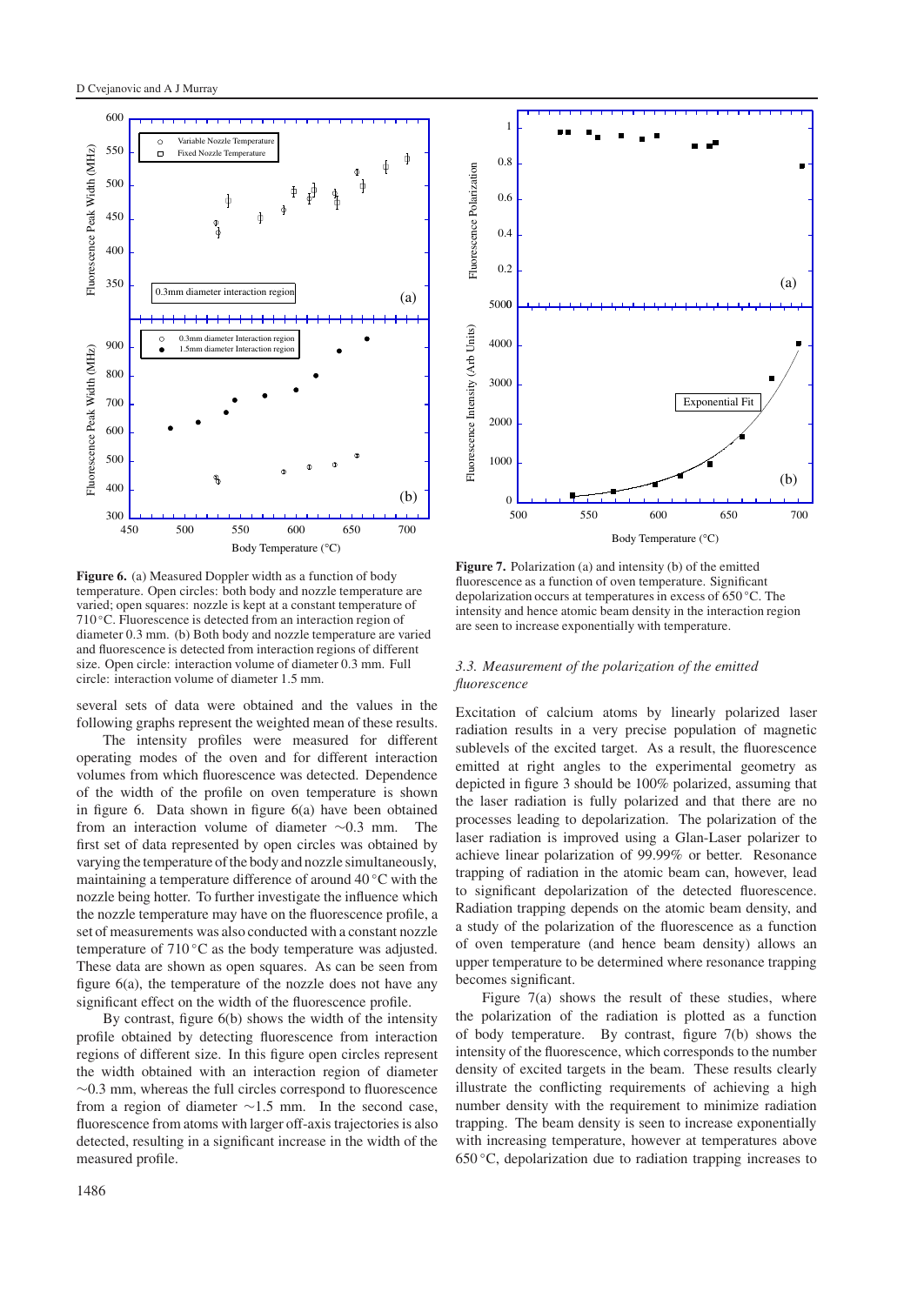**Figure 6.** (a) Measured Doppler width as a function of body temperature. Open circles: both body and nozzle temperature are varied; open squares: nozzle is kept at a constant temperature of 710 °C. Fluorescence is detected from an interaction region of diameter 0.3 mm. (b) Both body and nozzle temperature are varied and fluorescence is detected from interaction regions of different size. Open circle: interaction volume of diameter 0.3 mm. Full circle: interaction volume of diameter 1.5 mm.

**Figure 7.** Polarization (a) and intensity (b) of the emitted fluorescence as a function of oven temperature. Significant depolarization occurs at temperatures in excess of 650 °C. The intensity and hence atomic beam density in the interaction region are seen to increase exponentially with temperature.

several sets of data were obtained and the values in the following graphs represent the weighted mean of these results.

The intensity profiles were measured for different operating modes of the oven and for different interaction volumes from which fluorescence was detected. Dependence of the width of the profile on oven temperature is shown in figure 6. Data shown in figure 6(a) have been obtained from an interaction volume of diameter ∼0.3 mm. The first set of data represented by open circles was obtained by varying the temperature of the body and nozzle simultaneously, maintaining a temperature difference of around 40 °C with the nozzle being hotter. To further investigate the influence which the nozzle temperature may have on the fluorescence profile, a set of measurements was also conducted with a constant nozzle temperature of 710 °C as the body temperature was adjusted. These data are shown as open squares. As can be seen from figure 6(a), the temperature of the nozzle does not have any significant effect on the width of the fluorescence profile.

By contrast, figure 6(b) shows the width of the intensity profile obtained by detecting fluorescence from interaction regions of different size. In this figure open circles represent the width obtained with an interaction region of diameter ∼0.3 mm, whereas the full circles correspond to fluorescence from a region of diameter ∼1.5 mm. In the second case, fluorescence from atoms with larger off-axis trajectories is also detected, resulting in a significant increase in the width of the measured profile.

### 3.3. Measurement of the polarization of the emitted fluorescence

Excitation of calcium atoms by linearly polarized laser radiation results in a very precise population of magnetic sublevels of the excited target. As a result, the fluorescence emitted at right angles to the experimental geometry as depicted in figure 3 should be 100% polarized, assuming that the laser radiation is fully polarized and that there are no processes leading to depolarization. The polarization of the laser radiation is improved using a Glan-Laser polarizer to achieve linear polarization of 99.99% or better. Resonance trapping of radiation in the atomic beam can, however, lead to significant depolarization of the detected fluorescence. Radiation trapping depends on the atomic beam density, and a study of the polarization of the fluorescence as a function of oven temperature (and hence beam density) allows an upper temperature to be determined where resonance trapping becomes significant.

Figure 7(a) shows the result of these studies, where the polarization of the radiation is plotted as a function of body temperature. By contrast, figure 7(b) shows the intensity of the fluorescence, which corresponds to the number density of excited targets in the beam. These results clearly illustrate the conflicting requirements of achieving a high number density with the requirement to minimize radiation trapping. The beam density is seen to increase exponentially with increasing temperature, however at temperatures above 650 °C, depolarization due to radiation trapping increases to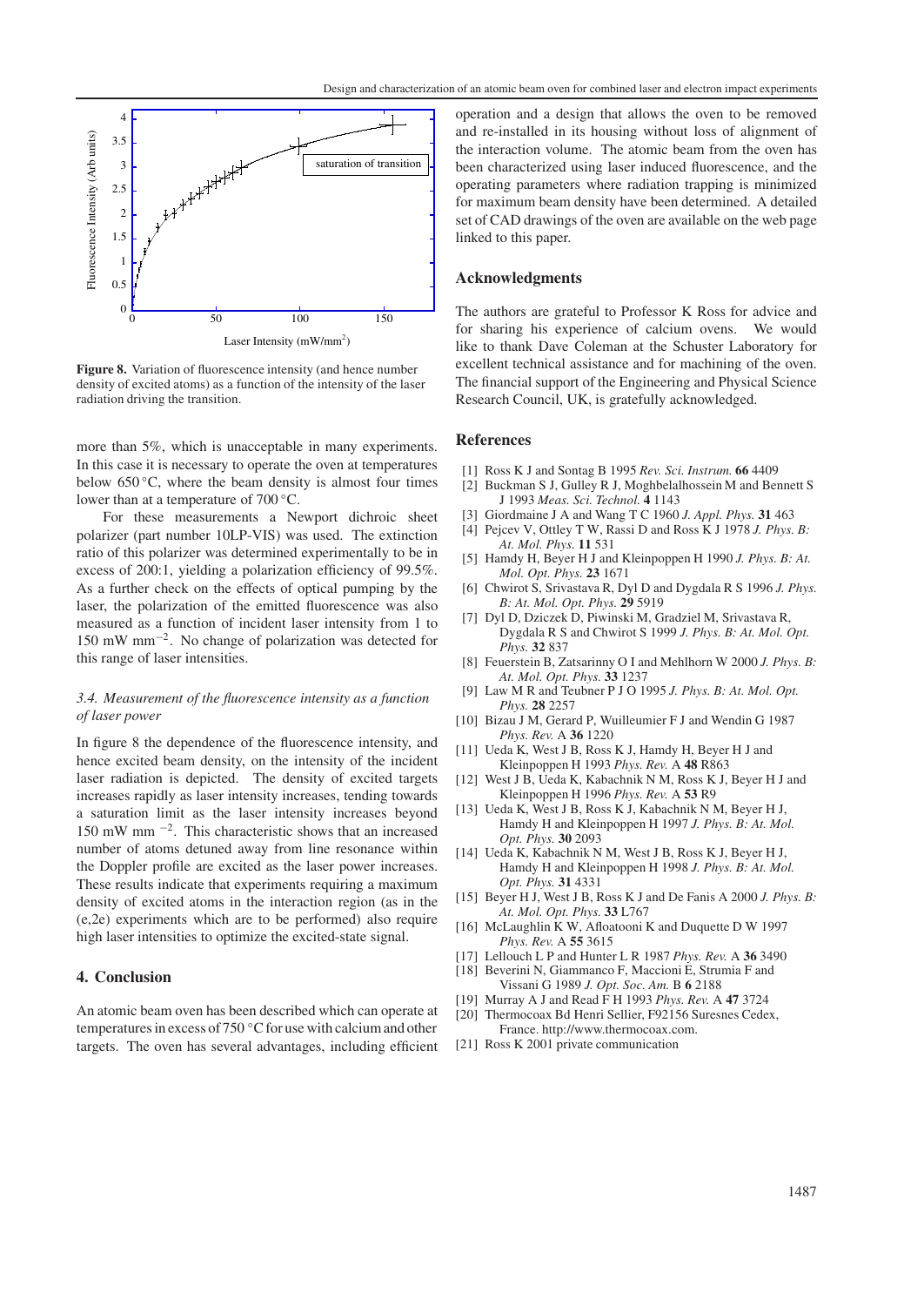Fluorescence Intensity (Arb units)

Laser Intensity (mW/mm$^2$)

saturation of transition

0 0.5 1 1.5 2 2.5 3 3.5 4

0 50 100 150

**Figure 8.** Variation of fluorescence intensity (and hence number density of excited atoms) as a function of the intensity of the laser radiation driving the transition.

more than 5%, which is unacceptable in many experiments. In this case it is necessary to operate the oven at temperatures below 650 °C, where the beam density is almost four times lower than at a temperature of 700 °C.

For these measurements a Newport dichroic sheet polarizer (part number 10LP-VIS) was used. The extinction ratio of this polarizer was determined experimentally to be in excess of 200:1, yielding a polarization efficiency of 99.5%. As a further check on the effects of optical pumping by the laser, the polarization of the emitted fluorescence was also measured as a function of incident laser intensity from 1 to 150 mW mm$^{-2}$. No change of polarization was detected for this range of laser intensities.

### *3.4. Measurement of the fluorescence intensity as a function of laser power*

In figure 8 the dependence of the fluorescence intensity, and hence excited beam density, on the intensity of the incident laser radiation is depicted. The density of excited targets increases rapidly as laser intensity increases, tending towards a saturation limit as the laser intensity increases beyond 150 mW mm$^{-2}$. This characteristic shows that an increased number of atoms detuned away from line resonance within the Doppler profile are excited as the laser power increases. These results indicate that experiments requiring a maximum density of excited atoms in the interaction region (as in the (e,2e) experiments which are to be performed) also require high laser intensities to optimize the excited-state signal.

## 4. Conclusion

An atomic beam oven has been described which can operate at temperatures in excess of 750 °C for use with calcium and other targets. The oven has several advantages, including efficient operation and a design that allows the oven to be removed and re-installed in its housing without loss of alignment of the interaction volume. The atomic beam from the oven has been characterized using laser induced fluorescence, and the operating parameters where radiation trapping is minimized for maximum beam density have been determined. A detailed set of CAD drawings of the oven are available on the web page linked to this paper.

## Acknowledgments

The authors are grateful to Professor K Ross for advice and for sharing his experience of calcium ovens. We would like to thank Dave Coleman at the Schuster Laboratory for excellent technical assistance and for machining of the oven. The financial support of the Engineering and Physical Science Research Council, UK, is gratefully acknowledged.

## References

[1] Ross K J and Sontag B 1995 *Rev. Sci. Instrum.* **66** 4409

[2] Buckman S J, Gulley R J, Moghbelalhossein M and Bennett S J 1993 *Meas. Sci. Technol.* **4** 1143

[3] Giordmaine J A and Wang T C 1960 *J. Appl. Phys.* **31** 463

[4] Pejcev V, Ottley T W, Rassi D and Ross K J 1978 *J. Phys. B: At. Mol. Phys.* **11** 531

[5] Hamdy H, Beyer H J and Kleinpoppen H 1990 *J. Phys. B: At. Mol. Opt. Phys.* **23** 1671

[6] Chwirot S, Srivastava R, Dyl D and Dygdala R S 1996 *J. Phys. B: At. Mol. Opt. Phys.* **29** 5919

[7] Dyl D, Dziczek D, Piwinski M, Gradziel M, Srivastava R, Dygdala R S and Chwirot S 1999 *J. Phys. B: At. Mol. Opt. Phys.* **32** 837

[8] Feuerstein B, Zatsarinny O I and Mehlhorn W 2000 *J. Phys. B: At. Mol. Opt. Phys.* **33** 1237

[9] Law M R and Teubner P J O 1995 *J. Phys. B: At. Mol. Opt. Phys.* **28** 2257

[10] Bizau J M, Gerard P, Wuilleumier F J and Wendin G 1987 *Phys. Rev.* A **36** 1220

[11] Ueda K, West J B, Ross K J, Hamdy H, Beyer H J and Kleinpoppen H 1993 *Phys. Rev.* A **48** R863

[12] West J B, Ueda K, Kabachnik N M, Ross K J, Beyer H J and Kleinpoppen H 1996 *Phys. Rev.* A **53** R9

[13] Ueda K, West J B, Ross K J, Kabachnik N M, Beyer H J, Hamdy H and Kleinpoppen H 1997 *J. Phys. B: At. Mol. Opt. Phys.* **30** 2093

[14] Ueda K, Kabachnik N M, West J B, Ross K J, Beyer H J, Hamdy H and Kleinpoppen H 1998 *J. Phys. B: At. Mol. Opt. Phys.* **31** 4331

[15] Beyer H J, West J B, Ross K J and De Fanis A 2000 *J. Phys. B: At. Mol. Opt. Phys.* **33** L767

[16] McLaughlin K W, Afloatooni K and Duquette D W 1997 *Phys. Rev.* A **55** 3615

[17] Lellouch L P and Hunter L R 1987 *Phys. Rev.* A **36** 3490

[18] Beverini N, Giammanco F, Maccioni E, Strumia F and Vissani G 1989 *J. Opt. Soc. Am.* B **6** 2188

[19] Murray A J and Read F H 1993 *Phys. Rev.* A **47** 3724

[20] Thermocoax Bd Henri Sellier, F92156 Suresnes Cedex, France. http://www.thermocoax.com.

[21] Ross K 2001 private communication